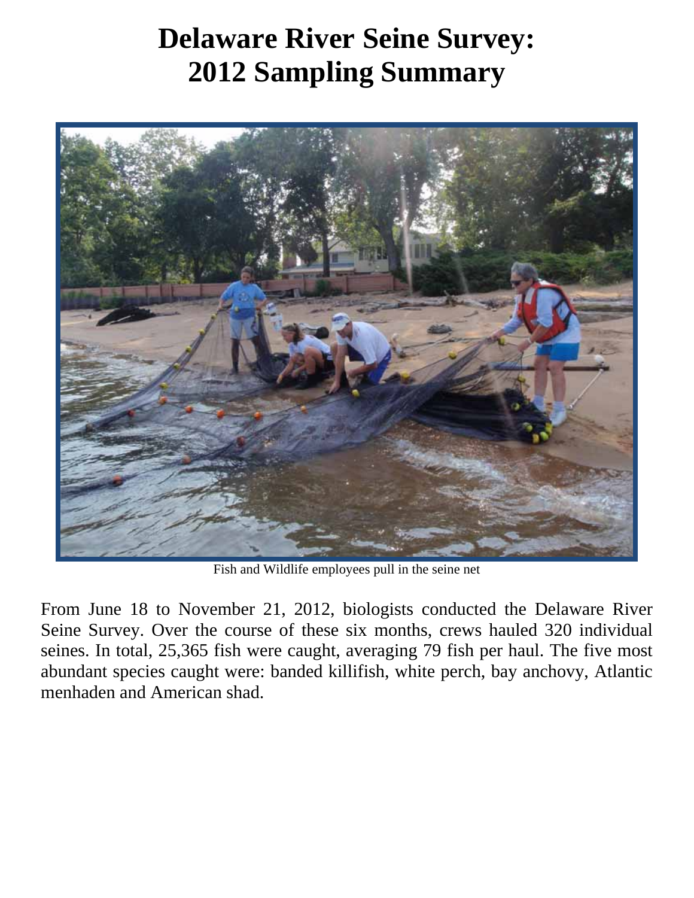# Delaware River Seine Survey: 2012 Sampling Summary

Fish and Wildlife employees pull in the seine net

From June 18 to November 21, 2012, biologists conducted the Delaware River Seine Survey. Over the course of these six months, crews hauled 320 individual seines. In total, 25,365 fish were caught, averaging 79 fish per haul. The five most abundant species caught were: banded killifish, white perch, bay anchovy, Atlantic menhaden and American shad.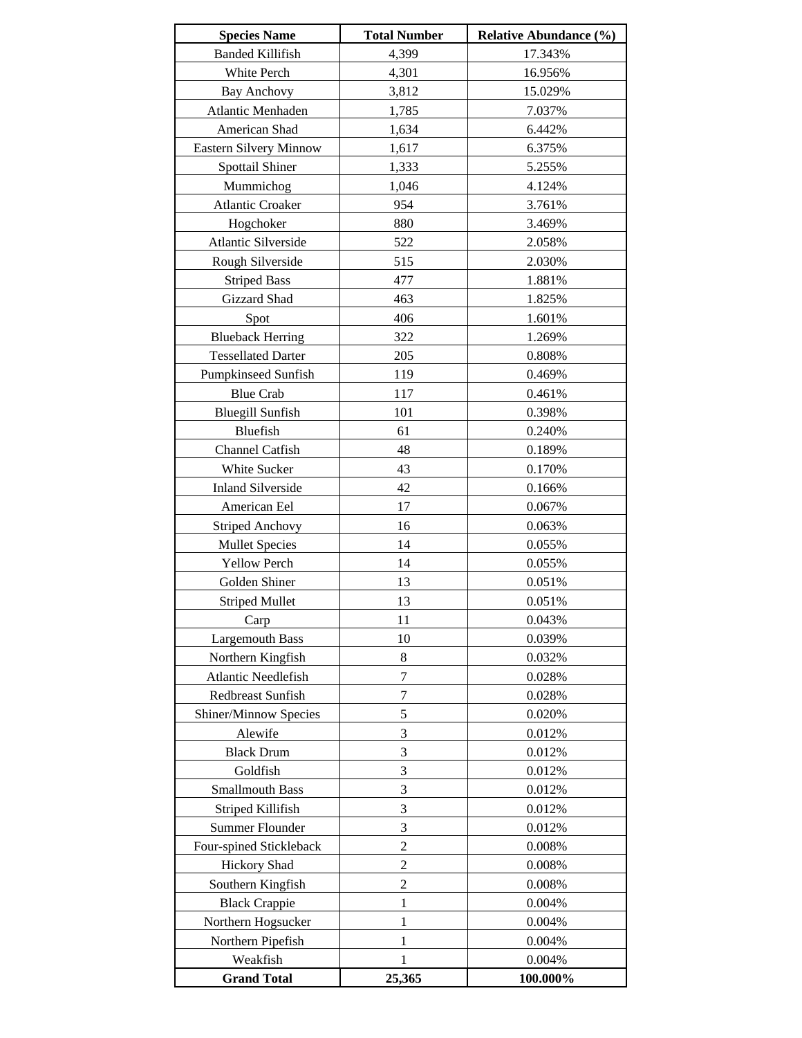| Species Name | Total Number | Relative Abundance (%) |
|---|---|---|
| Banded Killifish | 4,399 | 17.343% |
| White Perch | 4,301 | 16.956% |
| Bay Anchovy | 3,812 | 15.029% |
| Atlantic Menhaden | 1,785 | 7.037% |
| American Shad | 1,634 | 6.442% |
| Eastern Silvery Minnow | 1,617 | 6.375% |
| Spottail Shiner | 1,333 | 5.255% |
| Mummichog | 1,046 | 4.124% |
| Atlantic Croaker | 954 | 3.761% |
| Hogchoker | 880 | 3.469% |
| Atlantic Silverside | 522 | 2.058% |
| Rough Silverside | 515 | 2.030% |
| Striped Bass | 477 | 1.881% |
| Gizzard Shad | 463 | 1.825% |
| Spot | 406 | 1.601% |
| Blueback Herring | 322 | 1.269% |
| Tessellated Darter | 205 | 0.808% |
| Pumpkinseed Sunfish | 119 | 0.469% |
| Blue Crab | 117 | 0.461% |
| Bluegill Sunfish | 101 | 0.398% |
| Bluefish | 61 | 0.240% |
| Channel Catfish | 48 | 0.189% |
| White Sucker | 43 | 0.170% |
| Inland Silverside | 42 | 0.166% |
| American Eel | 17 | 0.067% |
| Striped Anchovy | 16 | 0.063% |
| Mullet Species | 14 | 0.055% |
| Yellow Perch | 14 | 0.055% |
| Golden Shiner | 13 | 0.051% |
| Striped Mullet | 13 | 0.051% |
| Carp | 11 | 0.043% |
| Largemouth Bass | 10 | 0.039% |
| Northern Kingfish | 8 | 0.032% |
| Atlantic Needlefish | 7 | 0.028% |
| Redbreast Sunfish | 7 | 0.028% |
| Shiner/Minnow Species | 5 | 0.020% |
| Alewife | 3 | 0.012% |
| Black Drum | 3 | 0.012% |
| Goldfish | 3 | 0.012% |
| Smallmouth Bass | 3 | 0.012% |
| Striped Killifish | 3 | 0.012% |
| Summer Flounder | 3 | 0.012% |
| Four-spined Stickleback | 2 | 0.008% |
| Hickory Shad | 2 | 0.008% |
| Southern Kingfish | 2 | 0.008% |
| Black Crappie | 1 | 0.004% |
| Northern Hogsucker | 1 | 0.004% |
| Northern Pipefish | 1 | 0.004% |
| Weakfish | 1 | 0.004% |
| **Grand Total** | **25,365** | **100.000%** |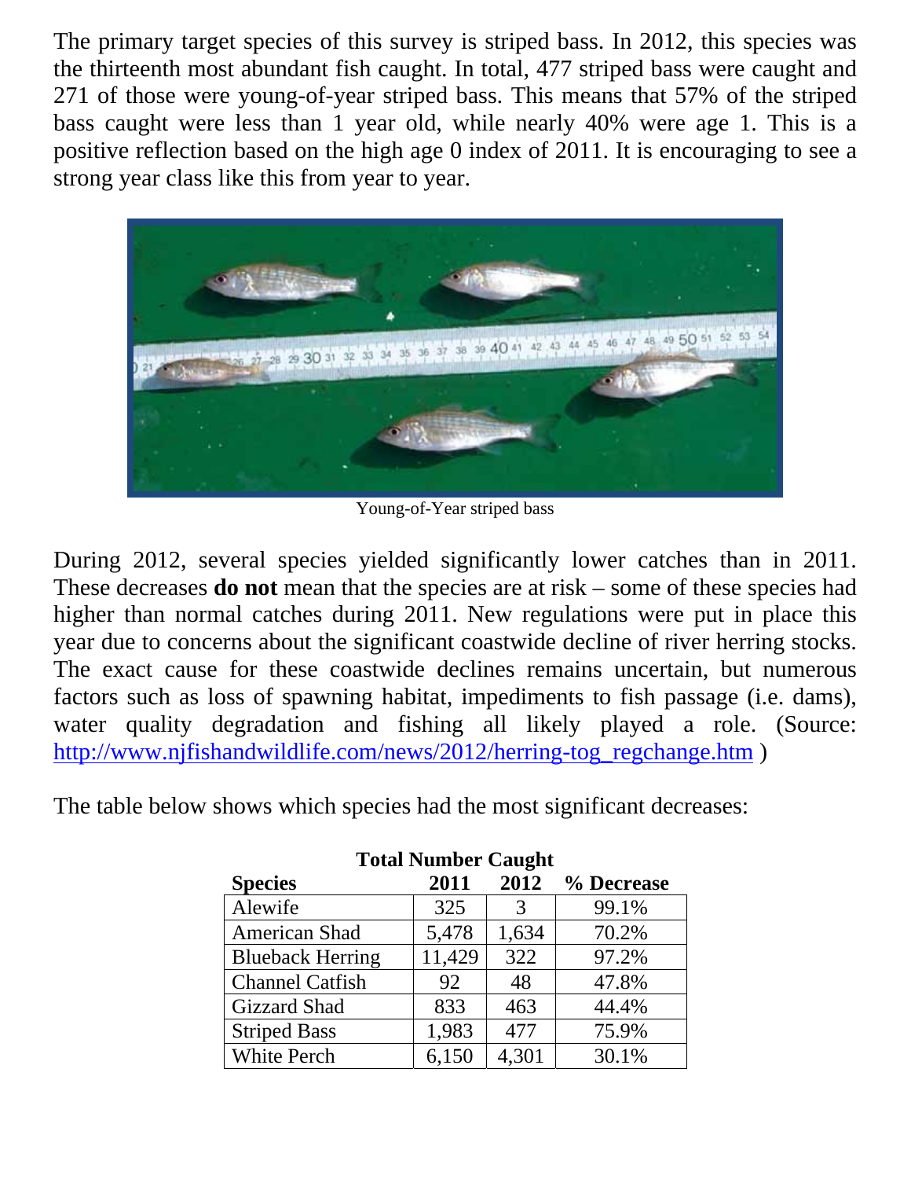The primary target species of this survey is striped bass. In 2012, this species was the thirteenth most abundant fish caught. In total, 477 striped bass were caught and 271 of those were young-of-year striped bass. This means that 57% of the striped bass caught were less than 1 year old, while nearly 40% were age 1. This is a positive reflection based on the high age 0 index of 2011. It is encouraging to see a strong year class like this from year to year.

Young-of-Year striped bass

During 2012, several species yielded significantly lower catches than in 2011. These decreases **do not** mean that the species are at risk – some of these species had higher than normal catches during 2011. New regulations were put in place this year due to concerns about the significant coastwide decline of river herring stocks. The exact cause for these coastwide declines remains uncertain, but numerous factors such as loss of spawning habitat, impediments to fish passage (i.e. dams), water quality degradation and fishing all likely played a role. (Source: [http://www.njfishandwildlife.com/news/2012/herring-tog_regchange.htm](http://www.njfishandwildlife.com/news/2012/herring-tog_regchange.htm) )

The table below shows which species had the most significant decreases:

**Total Number Caught**

| Species | 2011 | 2012 | % Decrease |
|---|---|---|---|
| Alewife | 325 | 3 | 99.1% |
| American Shad | 5,478 | 1,634 | 70.2% |
| Blueback Herring | 11,429 | 322 | 97.2% |
| Channel Catfish | 92 | 48 | 47.8% |
| Gizzard Shad | 833 | 463 | 44.4% |
| Striped Bass | 1,983 | 477 | 75.9% |
| White Perch | 6,150 | 4,301 | 30.1% |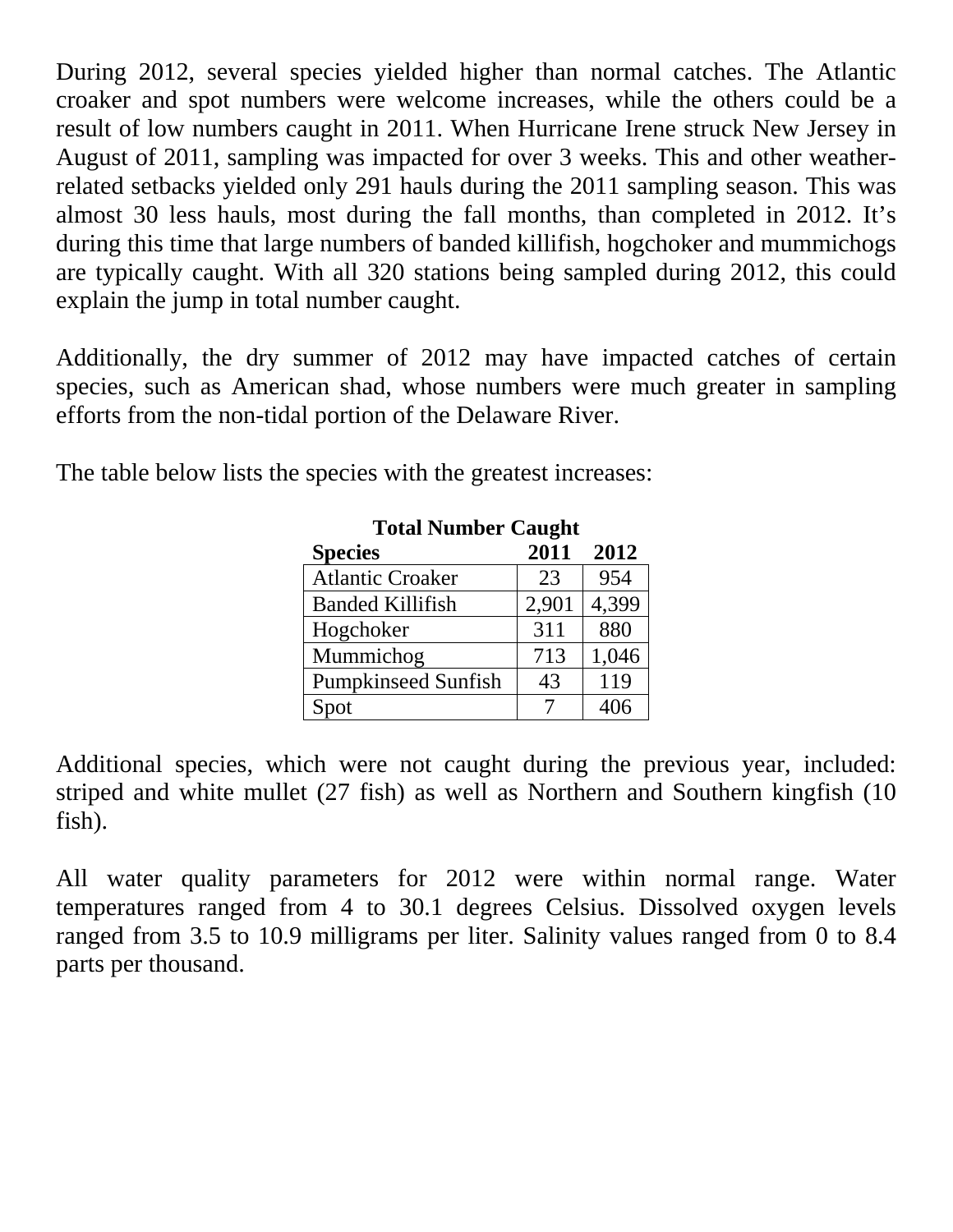During 2012, several species yielded higher than normal catches. The Atlantic croaker and spot numbers were welcome increases, while the others could be a result of low numbers caught in 2011. When Hurricane Irene struck New Jersey in August of 2011, sampling was impacted for over 3 weeks. This and other weather-related setbacks yielded only 291 hauls during the 2011 sampling season. This was almost 30 less hauls, most during the fall months, than completed in 2012. It's during this time that large numbers of banded killifish, hogchoker and mummichogs are typically caught. With all 320 stations being sampled during 2012, this could explain the jump in total number caught.

Additionally, the dry summer of 2012 may have impacted catches of certain species, such as American shad, whose numbers were much greater in sampling efforts from the non-tidal portion of the Delaware River.

The table below lists the species with the greatest increases:

**Total Number Caught**

| Species | 2011 | 2012 |
|---|---|---|
| Atlantic Croaker | 23 | 954 |
| Banded Killifish | 2,901 | 4,399 |
| Hogchoker | 311 | 880 |
| Mummichog | 713 | 1,046 |
| Pumpkinseed Sunfish | 43 | 119 |
| Spot | 7 | 406 |

Additional species, which were not caught during the previous year, included: striped and white mullet (27 fish) as well as Northern and Southern kingfish (10 fish).

All water quality parameters for 2012 were within normal range. Water temperatures ranged from 4 to 30.1 degrees Celsius. Dissolved oxygen levels ranged from 3.5 to 10.9 milligrams per liter. Salinity values ranged from 0 to 8.4 parts per thousand.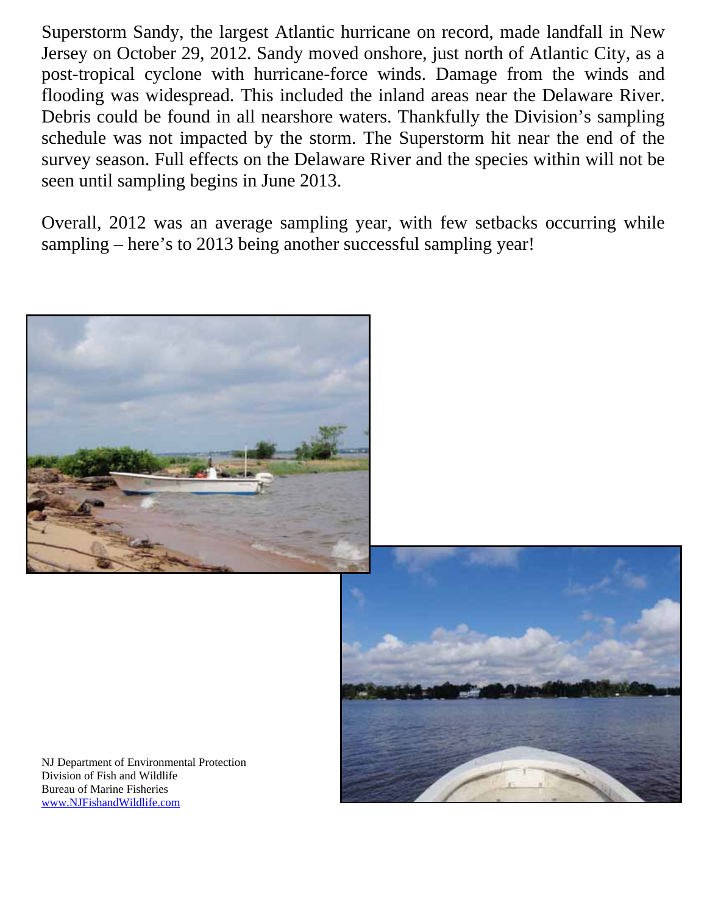Superstorm Sandy, the largest Atlantic hurricane on record, made landfall in New Jersey on October 29, 2012. Sandy moved onshore, just north of Atlantic City, as a post-tropical cyclone with hurricane-force winds. Damage from the winds and flooding was widespread. This included the inland areas near the Delaware River. Debris could be found in all nearshore waters. Thankfully the Division's sampling schedule was not impacted by the storm. The Superstorm hit near the end of the survey season. Full effects on the Delaware River and the species within will not be seen until sampling begins in June 2013.

Overall, 2012 was an average sampling year, with few setbacks occurring while sampling – here's to 2013 being another successful sampling year!

NJ Department of Environmental Protection
Division of Fish and Wildlife
Bureau of Marine Fisheries
www.NJFishandWildlife.com